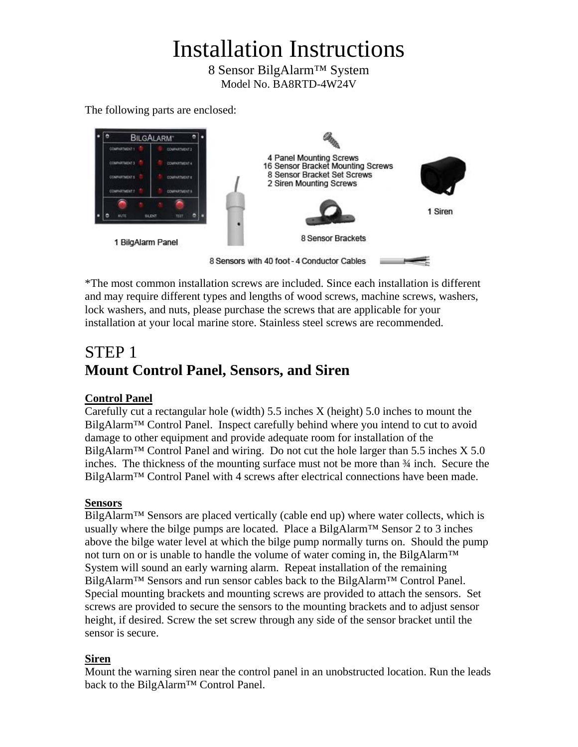# Installation Instructions

8 Sensor BilgAlarm™ System

Model No. BA8RTD-4W24V

The following parts are enclosed:

1 BilgAlarm Panel

4 Panel Mounting Screws
16 Sensor Bracket Mounting Screws
8 Sensor Bracket Set Screws
2 Siren Mounting Screws

8 Sensor Brackets

1 Siren

8 Sensors with 40 foot - 4 Conductor Cables

*The most common installation screws are included. Since each installation is different and may require different types and lengths of wood screws, machine screws, washers, lock washers, and nuts, please purchase the screws that are applicable for your installation at your local marine store. Stainless steel screws are recommended.

## STEP 1
## Mount Control Panel, Sensors, and Siren

**Control Panel**

Carefully cut a rectangular hole (width) 5.5 inches X (height) 5.0 inches to mount the BilgAlarm™ Control Panel. Inspect carefully behind where you intend to cut to avoid damage to other equipment and provide adequate room for installation of the BilgAlarm™ Control Panel and wiring. Do not cut the hole larger than 5.5 inches X 5.0 inches. The thickness of the mounting surface must not be more than ¾ inch. Secure the BilgAlarm™ Control Panel with 4 screws after electrical connections have been made.

**Sensors**

BilgAlarm™ Sensors are placed vertically (cable end up) where water collects, which is usually where the bilge pumps are located. Place a BilgAlarm™ Sensor 2 to 3 inches above the bilge water level at which the bilge pump normally turns on. Should the pump not turn on or is unable to handle the volume of water coming in, the BilgAlarm™ System will sound an early warning alarm. Repeat installation of the remaining BilgAlarm™ Sensors and run sensor cables back to the BilgAlarm™ Control Panel. Special mounting brackets and mounting screws are provided to attach the sensors. Set screws are provided to secure the sensors to the mounting brackets and to adjust sensor height, if desired. Screw the set screw through any side of the sensor bracket until the sensor is secure.

**Siren**

Mount the warning siren near the control panel in an unobstructed location. Run the leads back to the BilgAlarm™ Control Panel.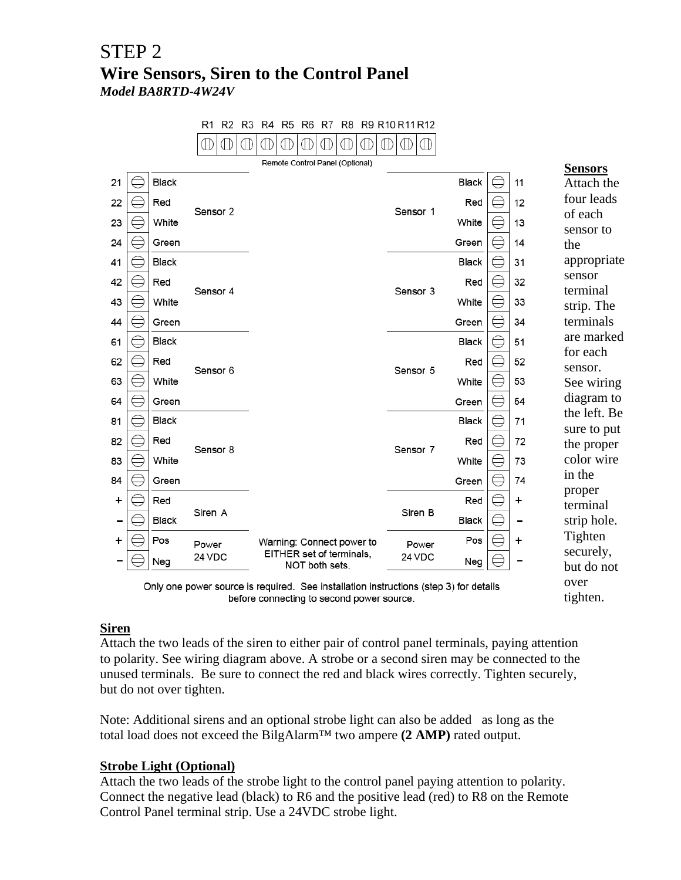# STEP 2

## Wire Sensors, Siren to the Control Panel

***Model BA8RTD-4W24V***

R1 R2 R3 R4 R5 R6 R7 R8 R9 R10 R11 R12

Remote Control Panel (Optional)

| Terminal | Wire | Device | | Device | Wire | Terminal |
|---|---|---|---|---|---|---|
| 21 | Black | Sensor 2 | | Sensor 1 | Black | 11 |
| 22 | Red | | | | Red | 12 |
| 23 | White | | | | White | 13 |
| 24 | Green | | | | Green | 14 |
| 41 | Black | Sensor 4 | | Sensor 3 | Black | 31 |
| 42 | Red | | | | Red | 32 |
| 43 | White | | | | White | 33 |
| 44 | Green | | | | Green | 34 |
| 61 | Black | Sensor 6 | | Sensor 5 | Black | 51 |
| 62 | Red | | | | Red | 52 |
| 63 | White | | | | White | 53 |
| 64 | Green | | | | Green | 54 |
| 81 | Black | Sensor 8 | | Sensor 7 | Black | 71 |
| 82 | Red | | | | Red | 72 |
| 83 | White | | | | White | 73 |
| 84 | Green | | | | Green | 74 |
| + | Red | Siren A | | Siren B | Red | + |
| – | Black | | | | Black | – |
| + | Pos | Power 24 VDC | Warning: Connect power to EITHER set of terminals, NOT both sets. | Power 24 VDC | Pos | + |
| – | Neg | | | | Neg | – |

Only one power source is required. See installation instructions (step 3) for details before connecting to second power source.

**Sensors**

Attach the four leads of each sensor to the appropriate sensor terminal strip. The terminals are marked for each sensor. See wiring diagram to the left. Be sure to put the proper color wire in the proper terminal strip hole. Tighten securely, but do not over tighten.

**Siren**

Attach the two leads of the siren to either pair of control panel terminals, paying attention to polarity. See wiring diagram above. A strobe or a second siren may be connected to the unused terminals. Be sure to connect the red and black wires correctly. Tighten securely, but do not over tighten.

Note: Additional sirens and an optional strobe light can also be added as long as the total load does not exceed the BilgAlarm™ two ampere **(2 AMP)** rated output.

**Strobe Light (Optional)**

Attach the two leads of the strobe light to the control panel paying attention to polarity. Connect the negative lead (black) to R6 and the positive lead (red) to R8 on the Remote Control Panel terminal strip. Use a 24VDC strobe light.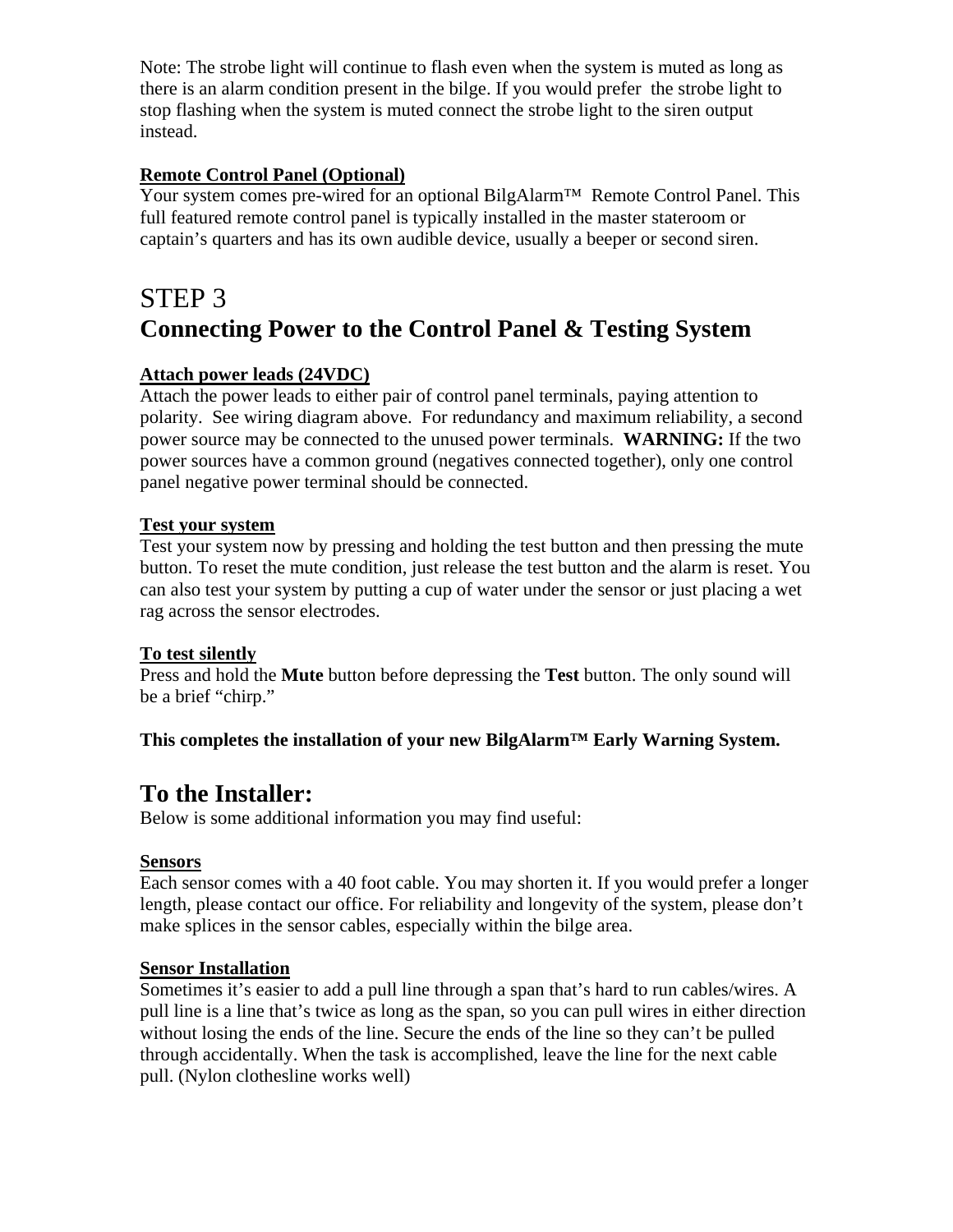Note: The strobe light will continue to flash even when the system is muted as long as there is an alarm condition present in the bilge. If you would prefer the strobe light to stop flashing when the system is muted connect the strobe light to the siren output instead.

**Remote Control Panel (Optional)**

Your system comes pre-wired for an optional BilgAlarm™ Remote Control Panel. This full featured remote control panel is typically installed in the master stateroom or captain's quarters and has its own audible device, usually a beeper or second siren.

# STEP 3
# Connecting Power to the Control Panel & Testing System

**Attach power leads (24VDC)**

Attach the power leads to either pair of control panel terminals, paying attention to polarity. See wiring diagram above. For redundancy and maximum reliability, a second power source may be connected to the unused power terminals. **WARNING:** If the two power sources have a common ground (negatives connected together), only one control panel negative power terminal should be connected.

**Test your system**

Test your system now by pressing and holding the test button and then pressing the mute button. To reset the mute condition, just release the test button and the alarm is reset. You can also test your system by putting a cup of water under the sensor or just placing a wet rag across the sensor electrodes.

**To test silently**

Press and hold the **Mute** button before depressing the **Test** button. The only sound will be a brief "chirp."

**This completes the installation of your new BilgAlarm™ Early Warning System.**

## To the Installer:

Below is some additional information you may find useful:

**Sensors**

Each sensor comes with a 40 foot cable. You may shorten it. If you would prefer a longer length, please contact our office. For reliability and longevity of the system, please don't make splices in the sensor cables, especially within the bilge area.

**Sensor Installation**

Sometimes it's easier to add a pull line through a span that's hard to run cables/wires. A pull line is a line that's twice as long as the span, so you can pull wires in either direction without losing the ends of the line. Secure the ends of the line so they can't be pulled through accidentally. When the task is accomplished, leave the line for the next cable pull. (Nylon clothesline works well)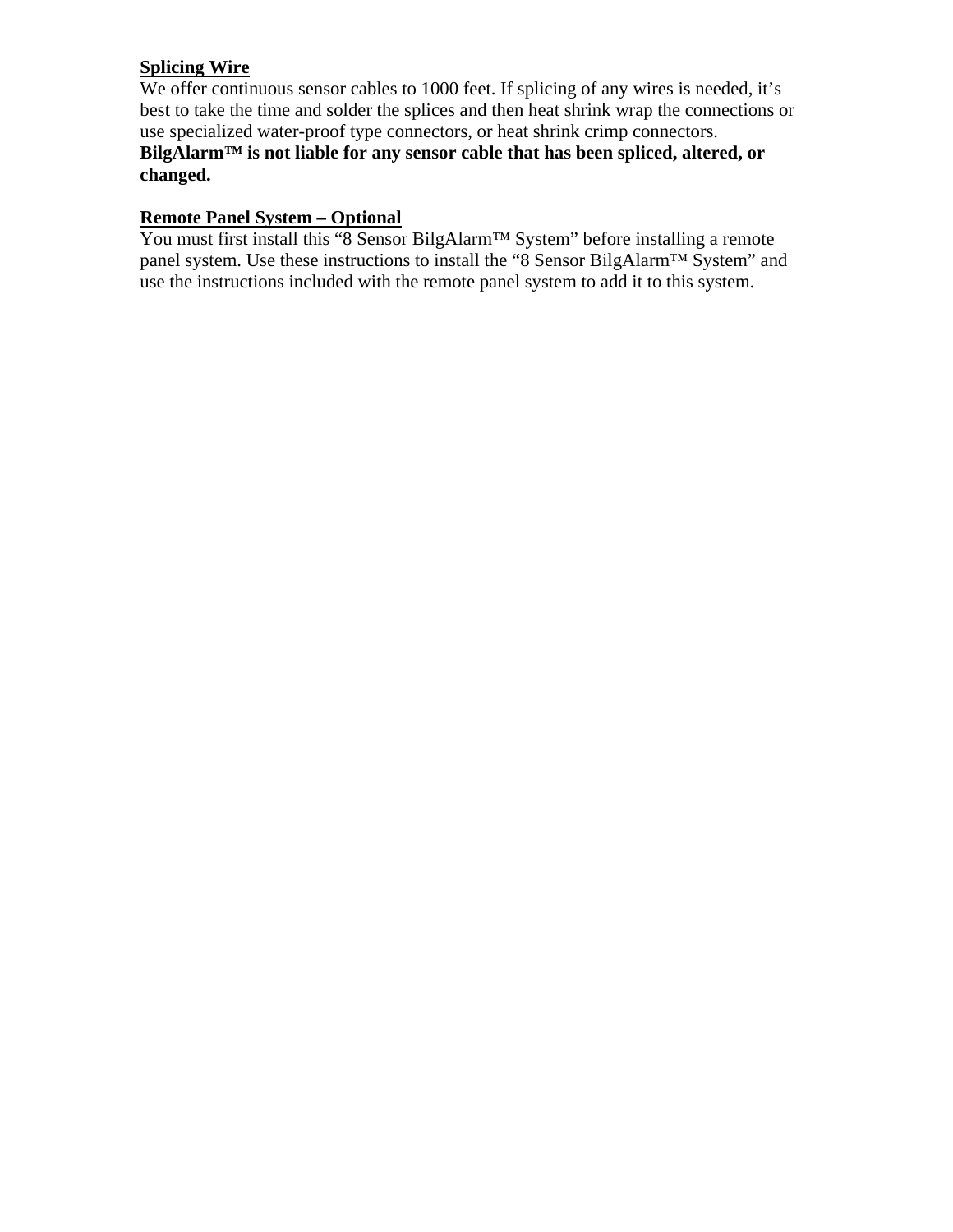**Splicing Wire**

We offer continuous sensor cables to 1000 feet. If splicing of any wires is needed, it's best to take the time and solder the splices and then heat shrink wrap the connections or use specialized water-proof type connectors, or heat shrink crimp connectors. **BilgAlarm™ is not liable for any sensor cable that has been spliced, altered, or changed.**

**Remote Panel System – Optional**

You must first install this "8 Sensor BilgAlarm™ System" before installing a remote panel system. Use these instructions to install the "8 Sensor BilgAlarm™ System" and use the instructions included with the remote panel system to add it to this system.